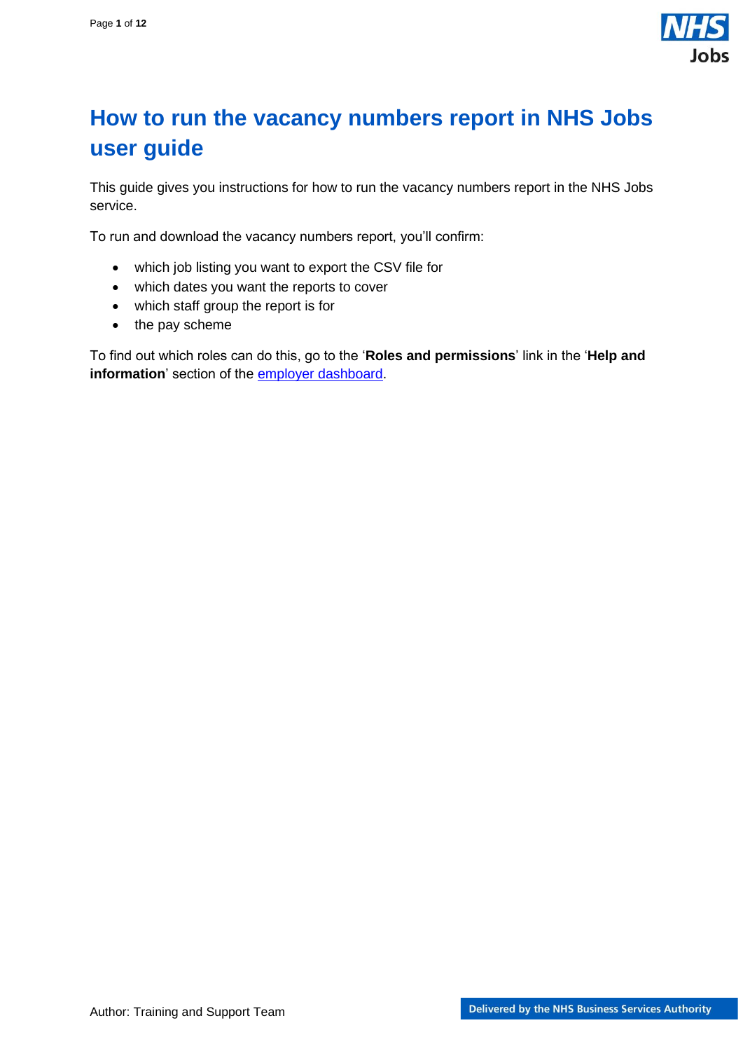# How to run the vacancy numbers report in NHS Jobs user guide

This guide gives you instructions for how to run the vacancy numbers report in the NHS Jobs service.

To run and download the vacancy numbers report, you'll confirm:

- which job listing you want to export the CSV file for
- which dates you want the reports to cover
- which staff group the report is for
- the pay scheme

To find out which roles can do this, go to the '**Roles and permissions**' link in the '**Help and information**' section of the employer dashboard.

Author: Training and Support Team

Delivered by the NHS Business Services Authority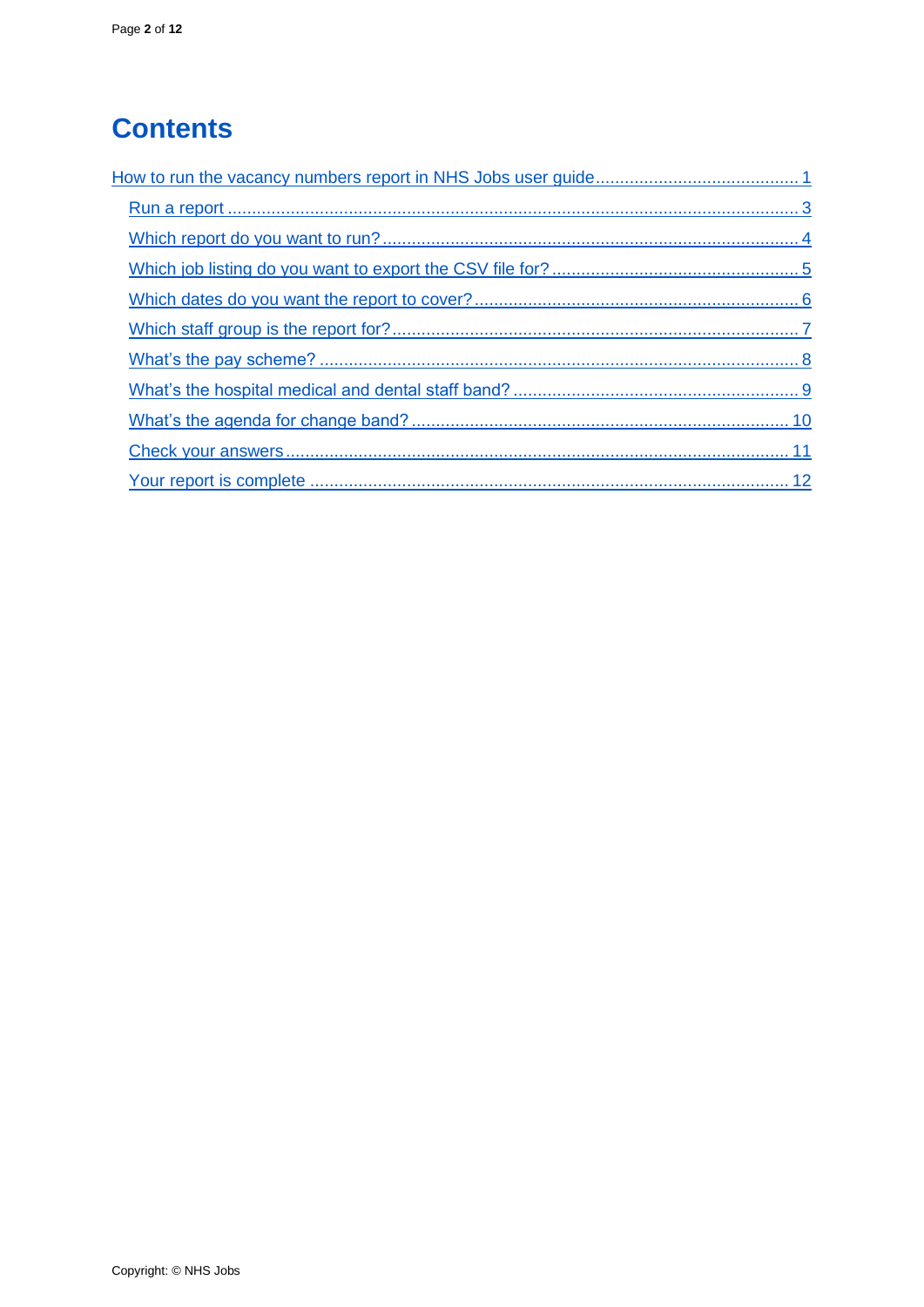# Contents

How to run the vacancy numbers report in NHS Jobs user guide ..... 1

- Run a report ..... 3
- Which report do you want to run? ..... 4
- Which job listing do you want to export the CSV file for? ..... 5
- Which dates do you want the report to cover? ..... 6
- Which staff group is the report for? ..... 7
- What's the pay scheme? ..... 8
- What's the hospital medical and dental staff band? ..... 9
- What's the agenda for change band? ..... 10
- Check your answers ..... 11
- Your report is complete ..... 12

Copyright: © NHS Jobs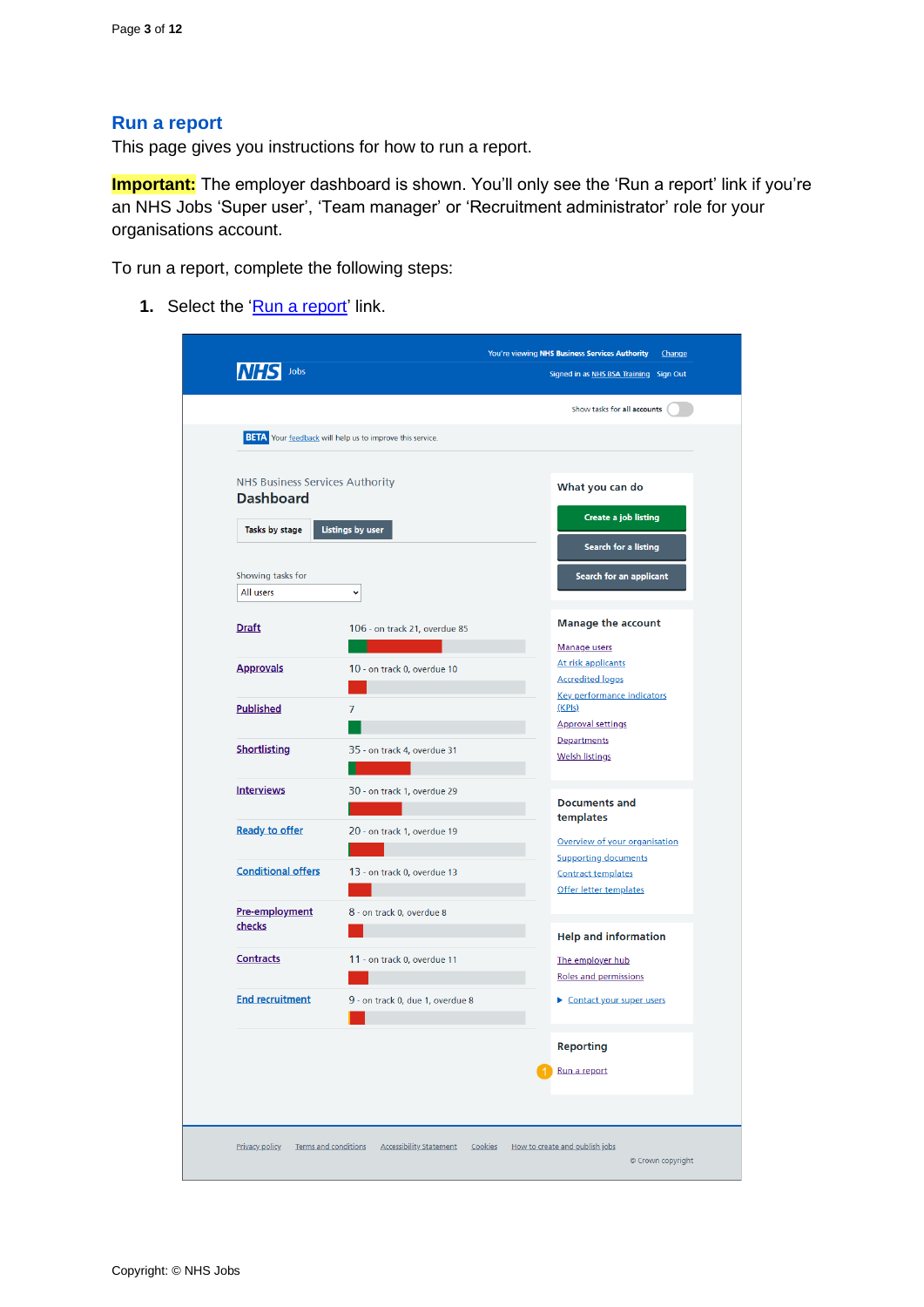## Run a report

This page gives you instructions for how to run a report.

**Important:** The employer dashboard is shown. You'll only see the 'Run a report' link if you're an NHS Jobs 'Super user', 'Team manager' or 'Recruitment administrator' role for your organisations account.

To run a report, complete the following steps:

1. Select the 'Run a report' link.

Copyright: © NHS Jobs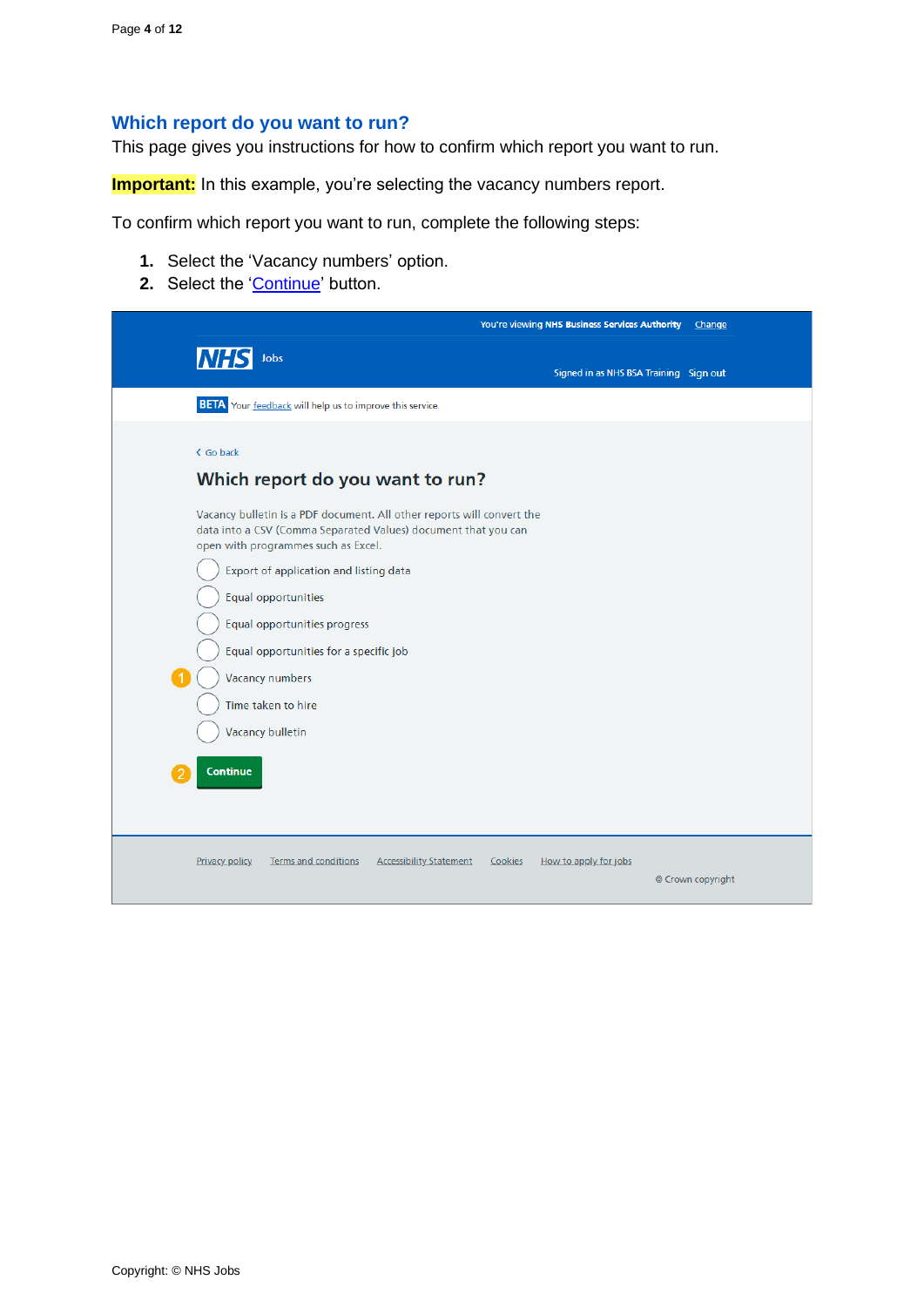## Which report do you want to run?

This page gives you instructions for how to confirm which report you want to run.

**Important:** In this example, you're selecting the vacancy numbers report.

To confirm which report you want to run, complete the following steps:

1. Select the 'Vacancy numbers' option.
2. Select the 'Continue' button.

You're viewing NHS Business Services Authority Change

NHS Jobs

Signed in as NHS BSA Training Sign out

BETA Your feedback will help us to improve this service.

Go back

### Which report do you want to run?

Vacancy bulletin is a PDF document. All other reports will convert the data into a CSV (Comma Separated Values) document that you can open with programmes such as Excel.

- Export of application and listing data
- Equal opportunities
- Equal opportunities progress
- Equal opportunities for a specific job
- Vacancy numbers
- Time taken to hire
- Vacancy bulletin

Continue

Privacy policy Terms and conditions Accessibility Statement Cookies How to apply for jobs

© Crown copyright

Copyright: © NHS Jobs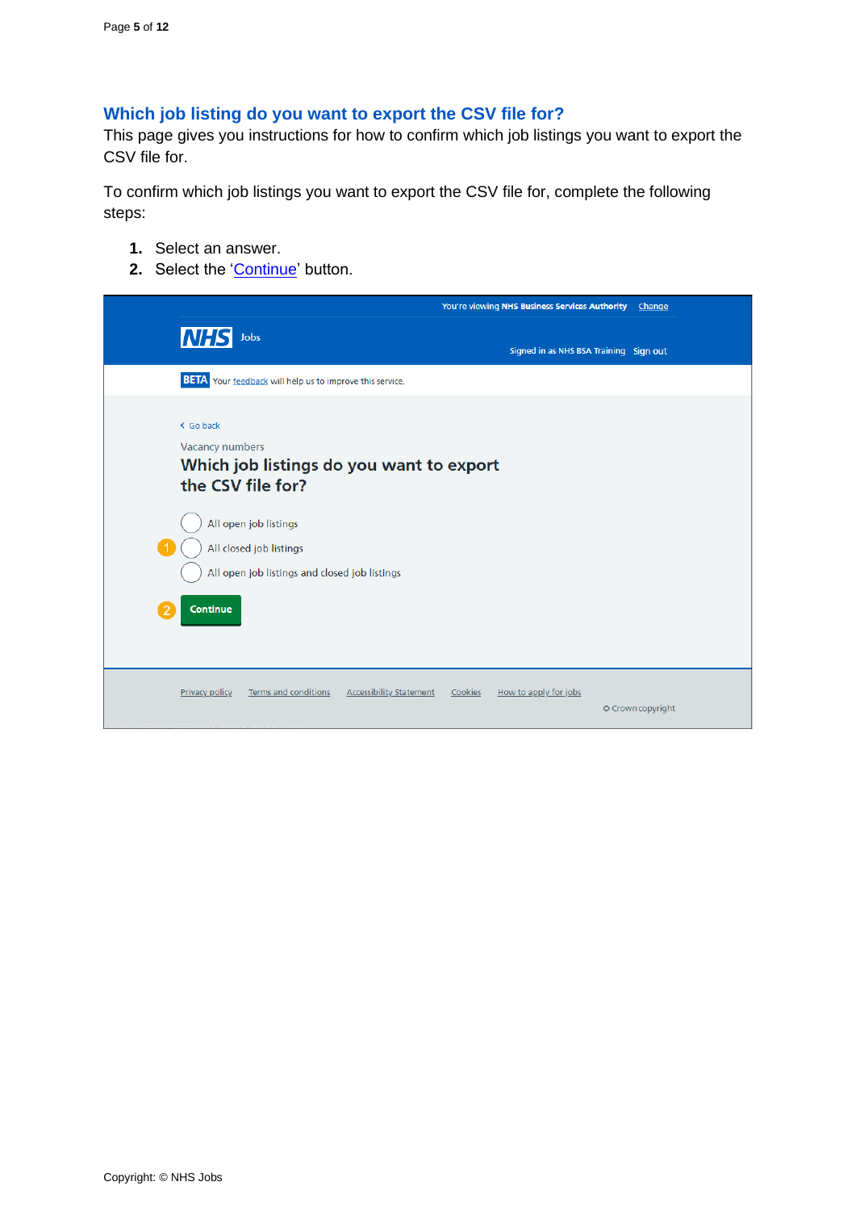## Which job listing do you want to export the CSV file for?

This page gives you instructions for how to confirm which job listings you want to export the CSV file for.

To confirm which job listings you want to export the CSV file for, complete the following steps:

1. Select an answer.
2. Select the 'Continue' button.

You're viewing NHS Business Services Authority Change

NHS Jobs

Signed in as NHS BSA Training Sign out

BETA Your feedback will help us to improve this service.

Go back

Vacancy numbers

Which job listings do you want to export the CSV file for?

- All open job listings
- All closed job listings
- All open job listings and closed job listings

Continue

Privacy policy Terms and conditions Accessibility Statement Cookies How to apply for jobs

© Crown copyright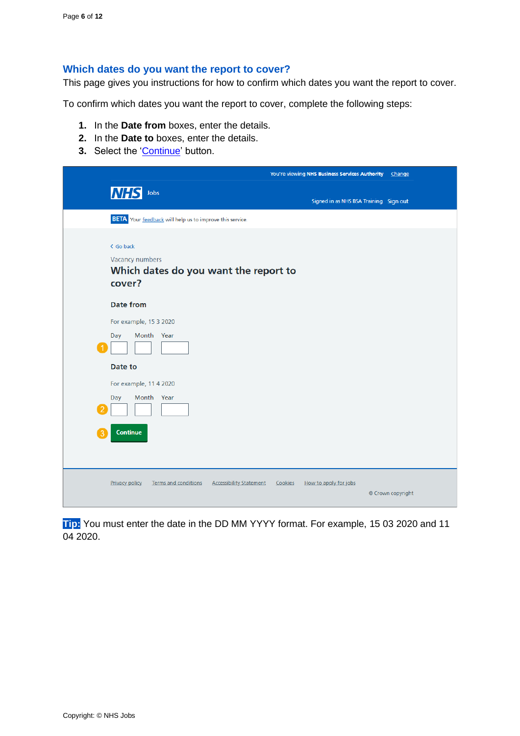## Which dates do you want the report to cover?

This page gives you instructions for how to confirm which dates you want the report to cover.

To confirm which dates you want the report to cover, complete the following steps:

1. In the **Date from** boxes, enter the details.
2. In the **Date to** boxes, enter the details.
3. Select the 'Continue' button.

**Tip:** You must enter the date in the DD MM YYYY format. For example, 15 03 2020 and 11 04 2020.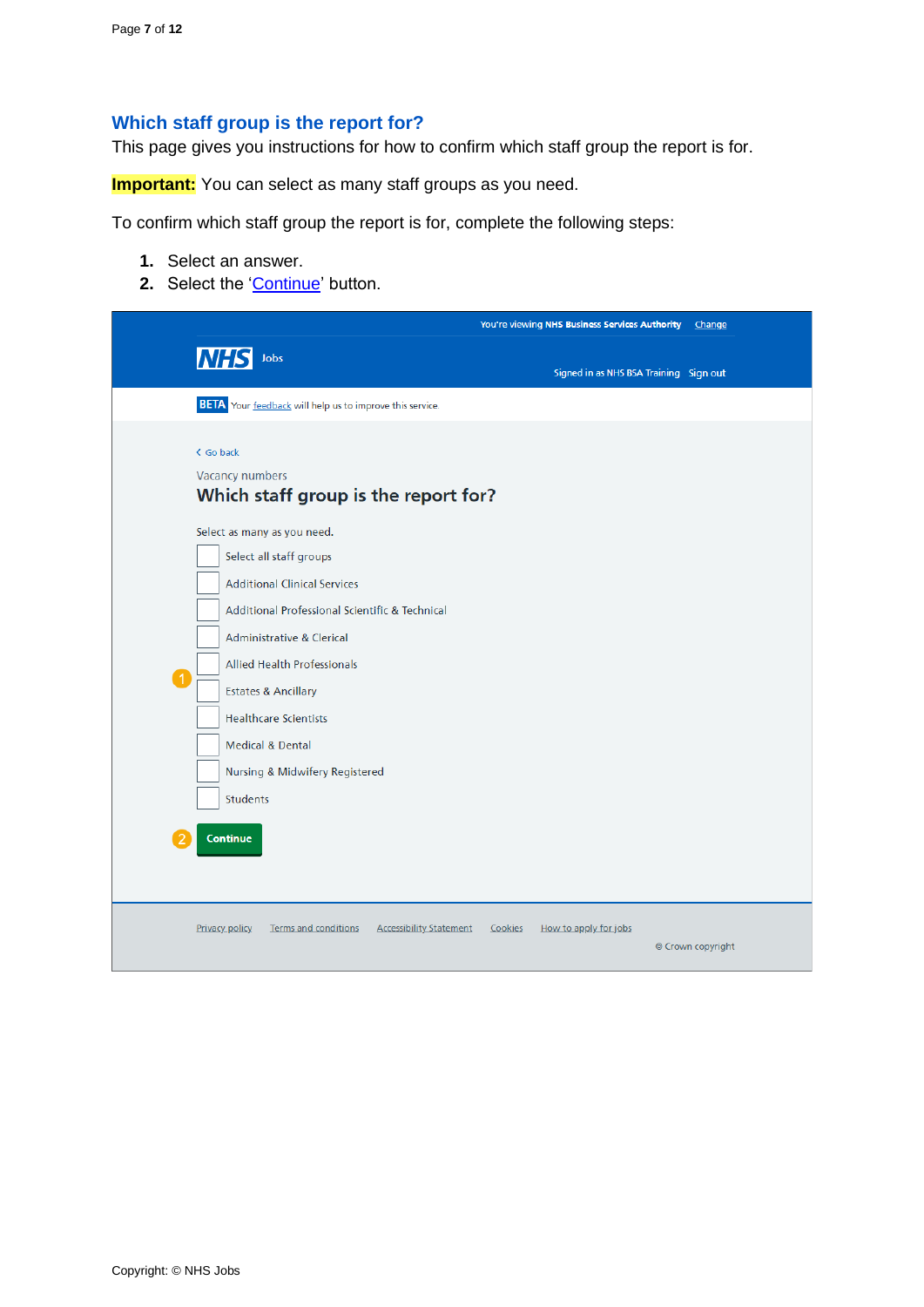## Which staff group is the report for?

This page gives you instructions for how to confirm which staff group the report is for.

**Important:** You can select as many staff groups as you need.

To confirm which staff group the report is for, complete the following steps:

1. Select an answer.
2. Select the 'Continue' button.

You're viewing NHS Business Services Authority Change

NHS Jobs

Signed in as NHS BSA Training Sign out

BETA Your feedback will help us to improve this service.

Go back

Vacancy numbers

### Which staff group is the report for?

Select as many as you need.

- Select all staff groups
- Additional Clinical Services
- Additional Professional Scientific & Technical
- Administrative & Clerical
- Allied Health Professionals
- Estates & Ancillary
- Healthcare Scientists
- Medical & Dental
- Nursing & Midwifery Registered
- Students

Continue

Privacy policy Terms and conditions Accessibility Statement Cookies How to apply for jobs

© Crown copyright

Copyright: © NHS Jobs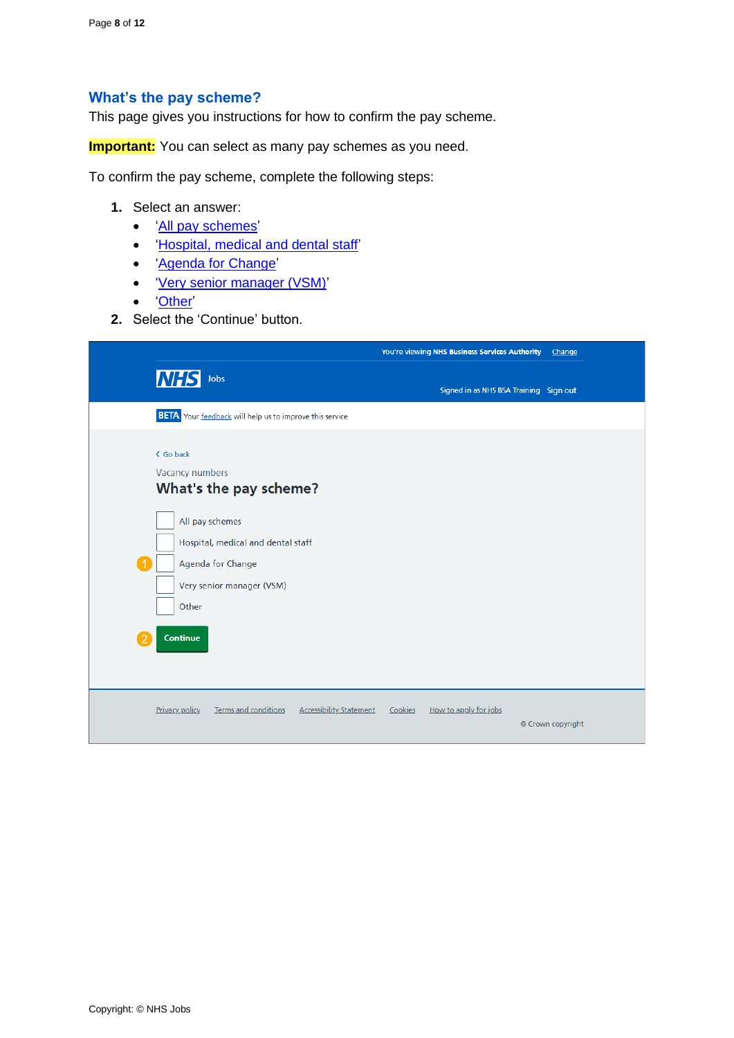## What's the pay scheme?

This page gives you instructions for how to confirm the pay scheme.

**Important:** You can select as many pay schemes as you need.

To confirm the pay scheme, complete the following steps:

1. Select an answer:
   - 'All pay schemes'
   - 'Hospital, medical and dental staff'
   - 'Agenda for Change'
   - 'Very senior manager (VSM)'
   - 'Other'
2. Select the 'Continue' button.

You're viewing NHS Business Services Authority Change

NHS Jobs

Signed in as NHS BSA Training Sign out

BETA Your feedback will help us to improve this service.

Go back

Vacancy numbers

What's the pay scheme?

- All pay schemes
- Hospital, medical and dental staff
- Agenda for Change (1)
- Very senior manager (VSM)
- Other

Continue (2)

Privacy policy | Terms and conditions | Accessibility Statement | Cookies | How to apply for jobs

© Crown copyright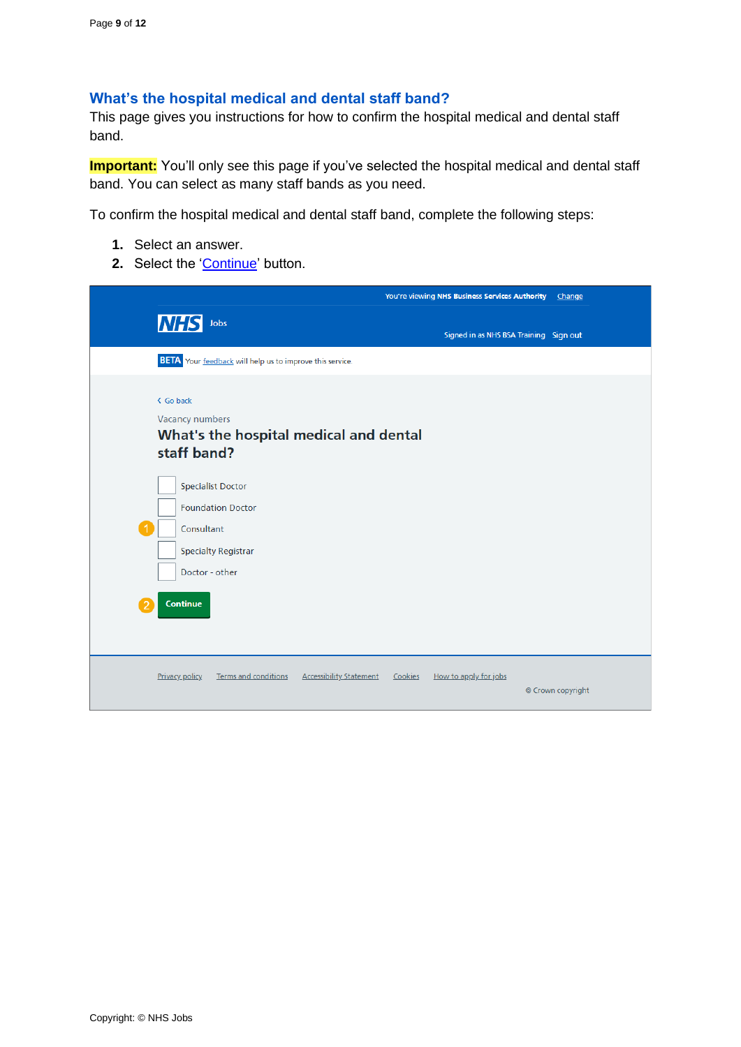## What's the hospital medical and dental staff band?

This page gives you instructions for how to confirm the hospital medical and dental staff band.

**Important:** You'll only see this page if you've selected the hospital medical and dental staff band. You can select as many staff bands as you need.

To confirm the hospital medical and dental staff band, complete the following steps:

1. Select an answer.
2. Select the 'Continue' button.

You're viewing NHS Business Services Authority Change

NHS Jobs

Signed in as NHS BSA Training Sign out

BETA Your feedback will help us to improve this service.

Go back

Vacancy numbers

What's the hospital medical and dental staff band?

- Specialist Doctor
- Foundation Doctor
- Consultant
- Specialty Registrar
- Doctor - other

Continue

Privacy policy Terms and conditions Accessibility Statement Cookies How to apply for jobs

© Crown copyright

Copyright: © NHS Jobs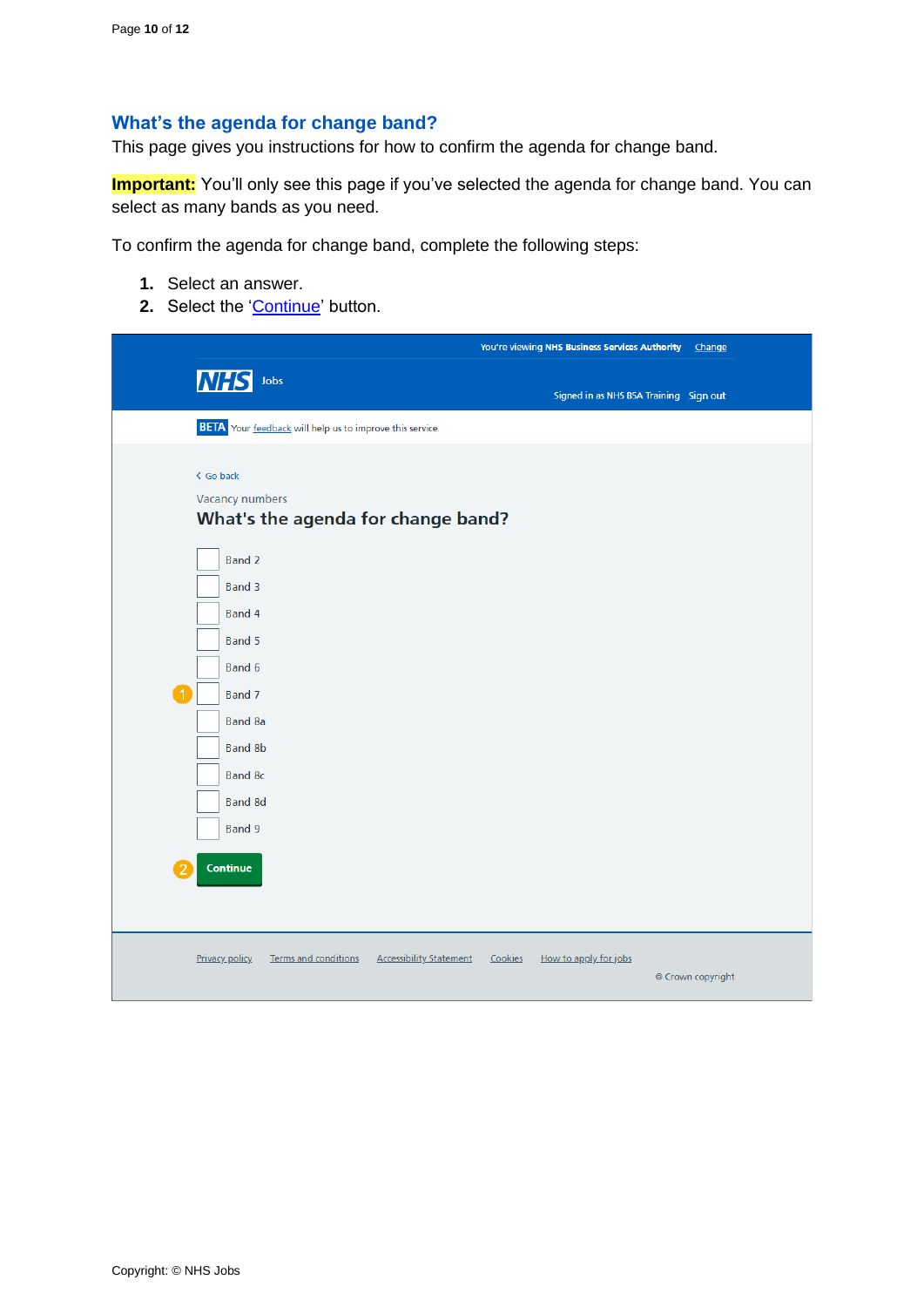## What's the agenda for change band?

This page gives you instructions for how to confirm the agenda for change band.

**Important:** You'll only see this page if you've selected the agenda for change band. You can select as many bands as you need.

To confirm the agenda for change band, complete the following steps:

1. Select an answer.
2. Select the 'Continue' button.

You're viewing NHS Business Services Authority Change

NHS Jobs

Signed in as NHS BSA Training Sign out

BETA Your feedback will help us to improve this service.

< Go back

Vacancy numbers

What's the agenda for change band?

- Band 2
- Band 3
- Band 4
- Band 5
- Band 6
- Band 7 (1)
- Band 8a
- Band 8b
- Band 8c
- Band 8d
- Band 9

(2) Continue

Privacy policy | Terms and conditions | Accessibility Statement | Cookies | How to apply for jobs

© Crown copyright

Copyright: © NHS Jobs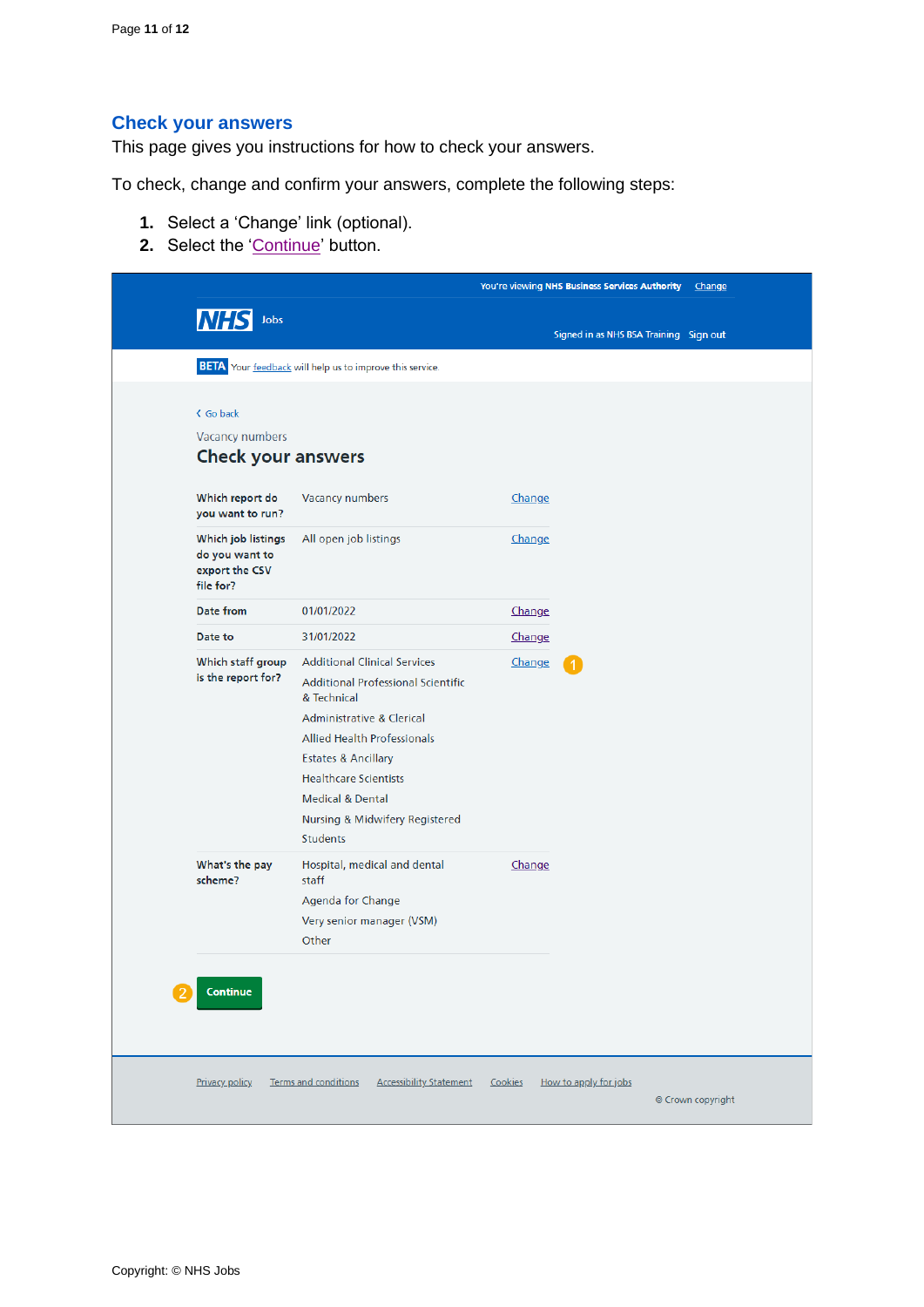## Check your answers

This page gives you instructions for how to check your answers.

To check, change and confirm your answers, complete the following steps:

1. Select a 'Change' link (optional).
2. Select the 'Continue' button.

You're viewing NHS Business Services Authority Change

NHS Jobs

Signed in as NHS BSA Training Sign out

BETA Your feedback will help us to improve this service.

Go back

Vacancy numbers

### Check your answers

| | | |
|---|---|---|
| Which report do you want to run? | Vacancy numbers | Change |
| Which job listings do you want to export the CSV file for? | All open job listings | Change |
| Date from | 01/01/2022 | Change |
| Date to | 31/01/2022 | Change |
| Which staff group is the report for? | Additional Clinical Services<br>Additional Professional Scientific & Technical<br>Administrative & Clerical<br>Allied Health Professionals<br>Estates & Ancillary<br>Healthcare Scientists<br>Medical & Dental<br>Nursing & Midwifery Registered<br>Students | Change (1) |
| What's the pay scheme? | Hospital, medical and dental staff<br>Agenda for Change<br>Very senior manager (VSM)<br>Other | Change |

(2) Continue

Privacy policy Terms and conditions Accessibility Statement Cookies How to apply for jobs

© Crown copyright

Copyright: © NHS Jobs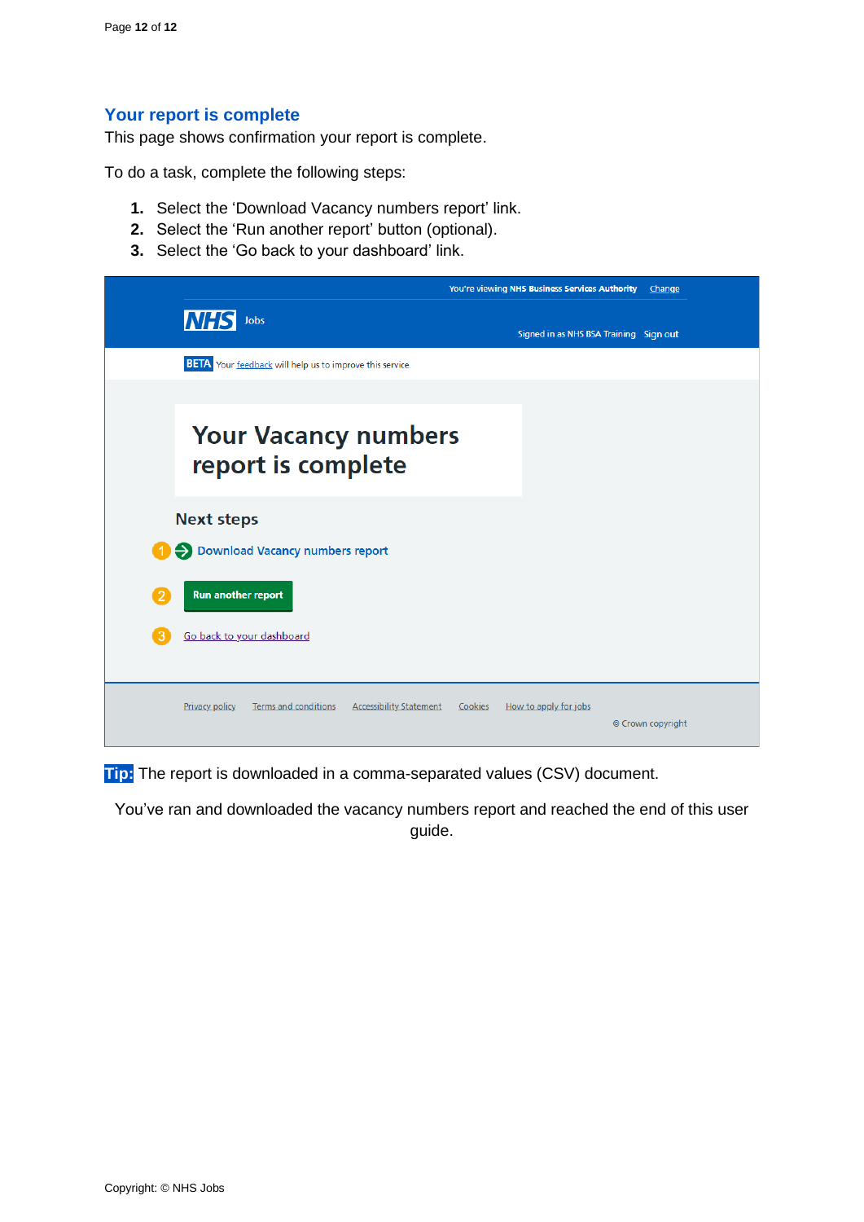## Your report is complete

This page shows confirmation your report is complete.

To do a task, complete the following steps:

1. Select the ‘Download Vacancy numbers report’ link.
2. Select the ‘Run another report’ button (optional).
3. Select the ‘Go back to your dashboard’ link.

You're viewing NHS Business Services Authority Change

NHS Jobs

Signed in as NHS BSA Training Sign out

BETA Your feedback will help us to improve this service.

Your Vacancy numbers report is complete

Next steps

1 Download Vacancy numbers report

2 Run another report

3 Go back to your dashboard

Privacy policy Terms and conditions Accessibility Statement Cookies How to apply for jobs

© Crown copyright

**Tip:** The report is downloaded in a comma-separated values (CSV) document.

You’ve ran and downloaded the vacancy numbers report and reached the end of this user guide.